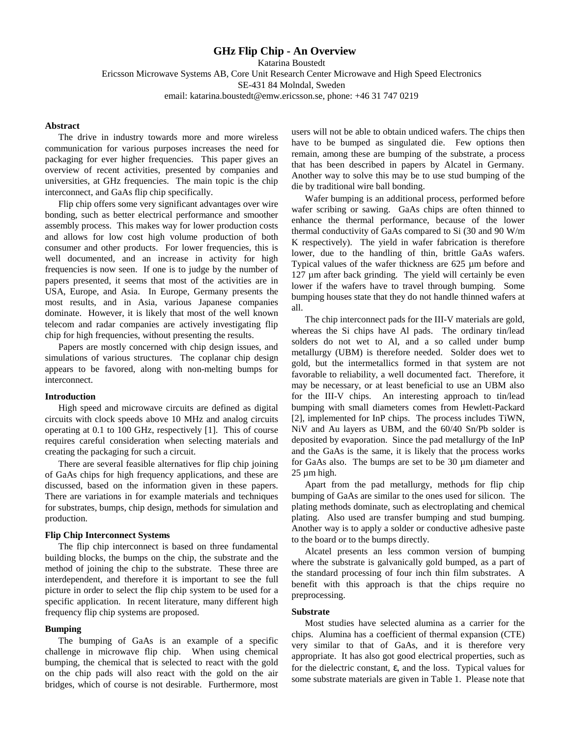# GHz Flip Chip - An Overview

Katarina Boustedt

Ericsson Microwave Systems AB, Core Unit Research Center Microwave and High Speed Electronics

SE-431 84 Molndal, Sweden

email: katarina.boustedt@emw.ericsson.se, phone: +46 31 747 0219

## Abstract

The drive in industry towards more and more wireless communication for various purposes increases the need for packaging for ever higher frequencies. This paper gives an overview of recent activities, presented by companies and universities, at GHz frequencies. The main topic is the chip interconnect, and GaAs flip chip specifically.

Flip chip offers some very significant advantages over wire bonding, such as better electrical performance and smoother assembly process. This makes way for lower production costs and allows for low cost high volume production of both consumer and other products. For lower frequencies, this is well documented, and an increase in activity for high frequencies is now seen. If one is to judge by the number of papers presented, it seems that most of the activities are in USA, Europe, and Asia. In Europe, Germany presents the most results, and in Asia, various Japanese companies dominate. However, it is likely that most of the well known telecom and radar companies are actively investigating flip chip for high frequencies, without presenting the results.

Papers are mostly concerned with chip design issues, and simulations of various structures. The coplanar chip design appears to be favored, along with non-melting bumps for interconnect.

## Introduction

High speed and microwave circuits are defined as digital circuits with clock speeds above 10 MHz and analog circuits operating at 0.1 to 100 GHz, respectively [1]. This of course requires careful consideration when selecting materials and creating the packaging for such a circuit.

There are several feasible alternatives for flip chip joining of GaAs chips for high frequency applications, and these are discussed, based on the information given in these papers. There are variations in for example materials and techniques for substrates, bumps, chip design, methods for simulation and production.

## Flip Chip Interconnect Systems

The flip chip interconnect is based on three fundamental building blocks, the bumps on the chip, the substrate and the method of joining the chip to the substrate. These three are interdependent, and therefore it is important to see the full picture in order to select the flip chip system to be used for a specific application. In recent literature, many different high frequency flip chip systems are proposed.

### Bumping

The bumping of GaAs is an example of a specific challenge in microwave flip chip. When using chemical bumping, the chemical that is selected to react with the gold on the chip pads will also react with the gold on the air bridges, which of course is not desirable. Furthermore, most users will not be able to obtain undiced wafers. The chips then have to be bumped as singulated die. Few options then remain, among these are bumping of the substrate, a process that has been described in papers by Alcatel in Germany. Another way to solve this may be to use stud bumping of the die by traditional wire ball bonding.

Wafer bumping is an additional process, performed before wafer scribing or sawing. GaAs chips are often thinned to enhance the thermal performance, because of the lower thermal conductivity of GaAs compared to Si (30 and 90 W/m K respectively). The yield in wafer fabrication is therefore lower, due to the handling of thin, brittle GaAs wafers. Typical values of the wafer thickness are 625 µm before and 127 µm after back grinding. The yield will certainly be even lower if the wafers have to travel through bumping. Some bumping houses state that they do not handle thinned wafers at all.

The chip interconnect pads for the III-V materials are gold, whereas the Si chips have Al pads. The ordinary tin/lead solders do not wet to Al, and a so called under bump metallurgy (UBM) is therefore needed. Solder does wet to gold, but the intermetallics formed in that system are not favorable to reliability, a well documented fact. Therefore, it may be necessary, or at least beneficial to use an UBM also for the III-V chips. An interesting approach to tin/lead bumping with small diameters comes from Hewlett-Packard [2], implemented for InP chips. The process includes TiWN, NiV and Au layers as UBM, and the 60/40 Sn/Pb solder is deposited by evaporation. Since the pad metallurgy of the InP and the GaAs is the same, it is likely that the process works for GaAs also. The bumps are set to be 30 µm diameter and 25 µm high.

Apart from the pad metallurgy, methods for flip chip bumping of GaAs are similar to the ones used for silicon. The plating methods dominate, such as electroplating and chemical plating. Also used are transfer bumping and stud bumping. Another way is to apply a solder or conductive adhesive paste to the board or to the bumps directly.

Alcatel presents an less common version of bumping where the substrate is galvanically gold bumped, as a part of the standard processing of four inch thin film substrates. A benefit with this approach is that the chips require no preprocessing.

### Substrate

Most studies have selected alumina as a carrier for the chips. Alumina has a coefficient of thermal expansion (CTE) very similar to that of GaAs, and it is therefore very appropriate. It has also got good electrical properties, such as for the dielectric constant, $\varepsilon$, and the loss. Typical values for some substrate materials are given in Table 1. Please note that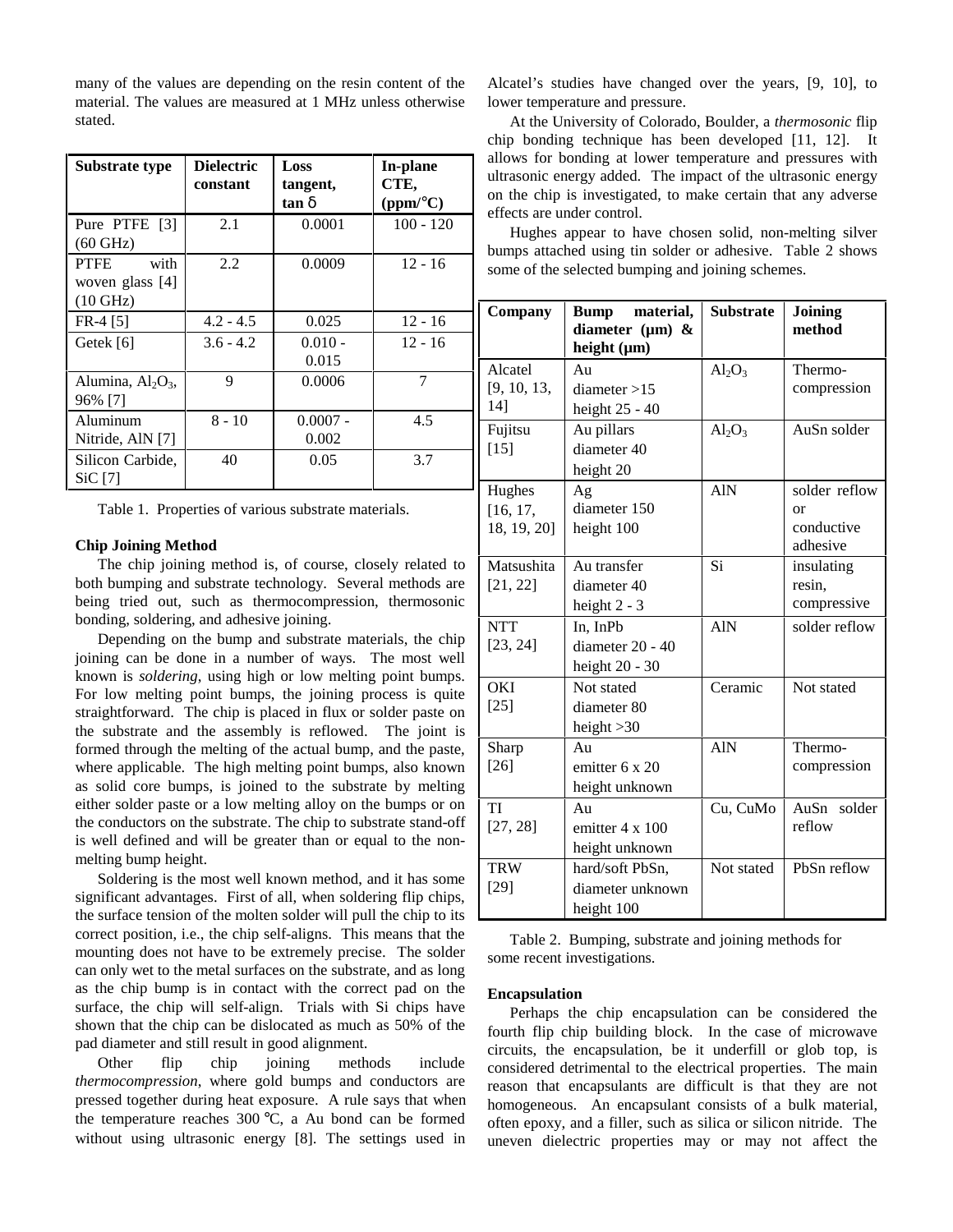many of the values are depending on the resin content of the material. The values are measured at 1 MHz unless otherwise stated.

| Substrate type | Dielectric constant | Loss tangent, tan δ | In-plane CTE, (ppm/°C) |
|---|---|---|---|
| Pure PTFE [3] (60 GHz) | 2.1 | 0.0001 | 100 - 120 |
| PTFE with woven glass [4] (10 GHz) | 2.2 | 0.0009 | 12 - 16 |
| FR-4 [5] | 4.2 - 4.5 | 0.025 | 12 - 16 |
| Getek [6] | 3.6 - 4.2 | 0.010 - 0.015 | 12 - 16 |
| Alumina, $Al_2O_3$, 96% [7] | 9 | 0.0006 | 7 |
| Aluminum Nitride, AlN [7] | 8 - 10 | 0.0007 - 0.002 | 4.5 |
| Silicon Carbide, SiC [7] | 40 | 0.05 | 3.7 |

Table 1. Properties of various substrate materials.

**Chip Joining Method**

The chip joining method is, of course, closely related to both bumping and substrate technology. Several methods are being tried out, such as thermocompression, thermosonic bonding, soldering, and adhesive joining.

Depending on the bump and substrate materials, the chip joining can be done in a number of ways. The most well known is *soldering*, using high or low melting point bumps. For low melting point bumps, the joining process is quite straightforward. The chip is placed in flux or solder paste on the substrate and the assembly is reflowed. The joint is formed through the melting of the actual bump, and the paste, where applicable. The high melting point bumps, also known as solid core bumps, is joined to the substrate by melting either solder paste or a low melting alloy on the bumps or on the conductors on the substrate. The chip to substrate stand-off is well defined and will be greater than or equal to the non-melting bump height.

Soldering is the most well known method, and it has some significant advantages. First of all, when soldering flip chips, the surface tension of the molten solder will pull the chip to its correct position, i.e., the chip self-aligns. This means that the mounting does not have to be extremely precise. The solder can only wet to the metal surfaces on the substrate, and as long as the chip bump is in contact with the correct pad on the surface, the chip will self-align. Trials with Si chips have shown that the chip can be dislocated as much as 50% of the pad diameter and still result in good alignment.

Other flip chip joining methods include *thermocompression*, where gold bumps and conductors are pressed together during heat exposure. A rule says that when the temperature reaches 300 °C, a Au bond can be formed without using ultrasonic energy [8]. The settings used in Alcatel's studies have changed over the years, [9, 10], to lower temperature and pressure.

At the University of Colorado, Boulder, a *thermosonic* flip chip bonding technique has been developed [11, 12]. It allows for bonding at lower temperature and pressures with ultrasonic energy added. The impact of the ultrasonic energy on the chip is investigated, to make certain that any adverse effects are under control.

Hughes appear to have chosen solid, non-melting silver bumps attached using tin solder or adhesive. Table 2 shows some of the selected bumping and joining schemes.

| Company | Bump material, diameter (μm) & height (μm) | Substrate | Joining method |
|---|---|---|---|
| Alcatel [9, 10, 13, 14] | Au<br>diameter >15<br>height 25 - 40 | $Al_2O_3$ | Thermo-compression |
| Fujitsu [15] | Au pillars<br>diameter 40<br>height 20 | $Al_2O_3$ | AuSn solder |
| Hughes [16, 17, 18, 19, 20] | Ag<br>diameter 150<br>height 100 | AlN | solder reflow or conductive adhesive |
| Matsushita [21, 22] | Au transfer<br>diameter 40<br>height 2 - 3 | Si | insulating resin, compressive |
| NTT [23, 24] | In, InPb<br>diameter 20 - 40<br>height 20 - 30 | AlN | solder reflow |
| OKI [25] | Not stated<br>diameter 80<br>height >30 | Ceramic | Not stated |
| Sharp [26] | Au<br>emitter 6 x 20<br>height unknown | AlN | Thermo-compression |
| TI [27, 28] | Au<br>emitter 4 x 100<br>height unknown | Cu, CuMo | AuSn solder reflow |
| TRW [29] | hard/soft PbSn,<br>diameter unknown<br>height 100 | Not stated | PbSn reflow |

Table 2. Bumping, substrate and joining methods for some recent investigations.

**Encapsulation**

Perhaps the chip encapsulation can be considered the fourth flip chip building block. In the case of microwave circuits, the encapsulation, be it underfill or glob top, is considered detrimental to the electrical properties. The main reason that encapsulants are difficult is that they are not homogeneous. An encapsulant consists of a bulk material, often epoxy, and a filler, such as silica or silicon nitride. The uneven dielectric properties may or may not affect the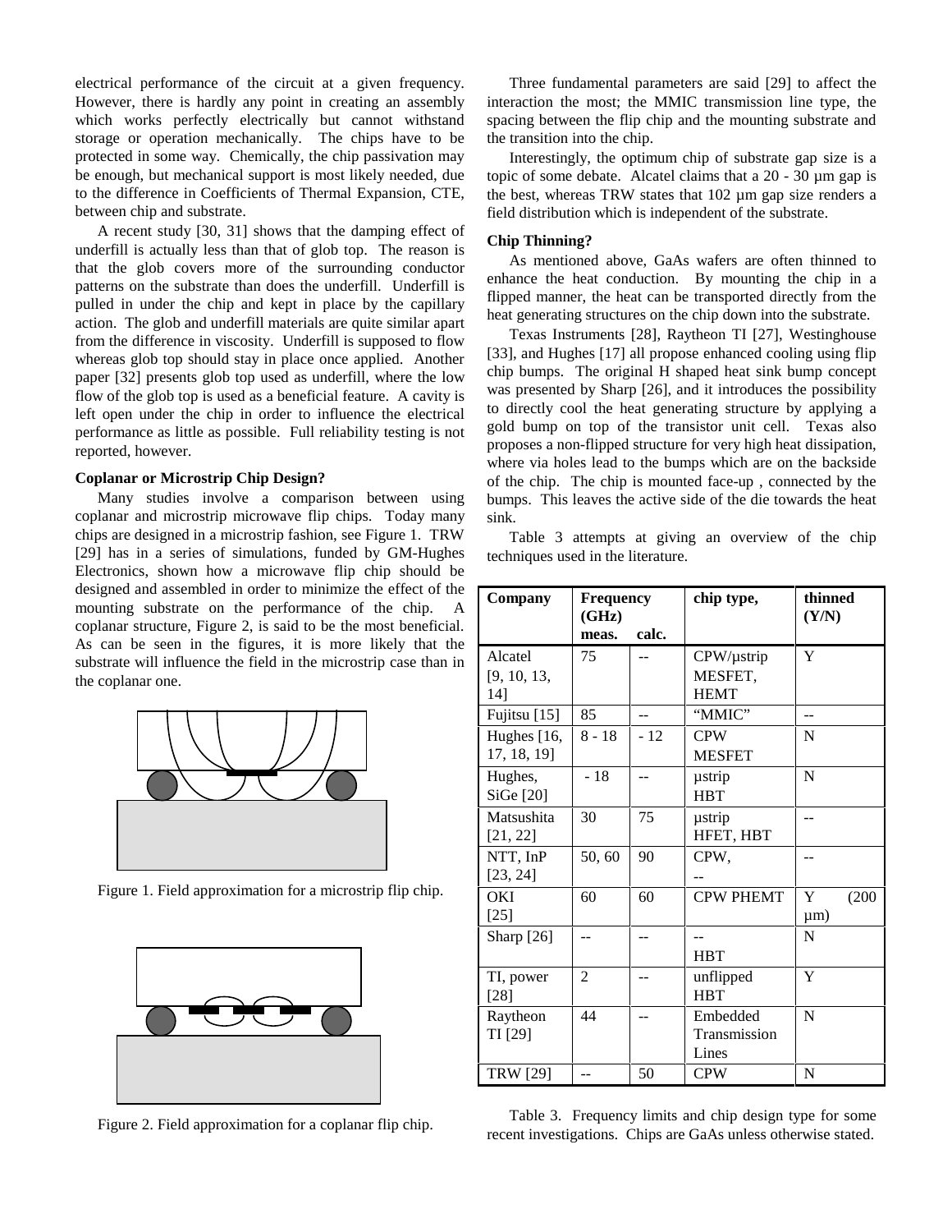electrical performance of the circuit at a given frequency. However, there is hardly any point in creating an assembly which works perfectly electrically but cannot withstand storage or operation mechanically. The chips have to be protected in some way. Chemically, the chip passivation may be enough, but mechanical support is most likely needed, due to the difference in Coefficients of Thermal Expansion, CTE, between chip and substrate.

A recent study [30, 31] shows that the damping effect of underfill is actually less than that of glob top. The reason is that the glob covers more of the surrounding conductor patterns on the substrate than does the underfill. Underfill is pulled in under the chip and kept in place by the capillary action. The glob and underfill materials are quite similar apart from the difference in viscosity. Underfill is supposed to flow whereas glob top should stay in place once applied. Another paper [32] presents glob top used as underfill, where the low flow of the glob top is used as a beneficial feature. A cavity is left open under the chip in order to influence the electrical performance as little as possible. Full reliability testing is not reported, however.

**Coplanar or Microstrip Chip Design?**

Many studies involve a comparison between using coplanar and microstrip microwave flip chips. Today many chips are designed in a microstrip fashion, see Figure 1. TRW [29] has in a series of simulations, funded by GM-Hughes Electronics, shown how a microwave flip chip should be designed and assembled in order to minimize the effect of the mounting substrate on the performance of the chip. A coplanar structure, Figure 2, is said to be the most beneficial. As can be seen in the figures, it is more likely that the substrate will influence the field in the microstrip case than in the coplanar one.

Figure 1. Field approximation for a microstrip flip chip.

Figure 2. Field approximation for a coplanar flip chip.

Three fundamental parameters are said [29] to affect the interaction the most; the MMIC transmission line type, the spacing between the flip chip and the mounting substrate and the transition into the chip.

Interestingly, the optimum chip of substrate gap size is a topic of some debate. Alcatel claims that a 20 - 30 µm gap is the best, whereas TRW states that 102 µm gap size renders a field distribution which is independent of the substrate.

**Chip Thinning?**

As mentioned above, GaAs wafers are often thinned to enhance the heat conduction. By mounting the chip in a flipped manner, the heat can be transported directly from the heat generating structures on the chip down into the substrate.

Texas Instruments [28], Raytheon TI [27], Westinghouse [33], and Hughes [17] all propose enhanced cooling using flip chip bumps. The original H shaped heat sink bump concept was presented by Sharp [26], and it introduces the possibility to directly cool the heat generating structure by applying a gold bump on top of the transistor unit cell. Texas also proposes a non-flipped structure for very high heat dissipation, where via holes lead to the bumps which are on the backside of the chip. The chip is mounted face-up , connected by the bumps. This leaves the active side of the die towards the heat sink.

Table 3 attempts at giving an overview of the chip techniques used in the literature.

| Company | Frequency (GHz) meas. | calc. | chip type, | thinned (Y/N) |
|---|---|---|---|---|
| Alcatel [9, 10, 13, 14] | 75 | -- | CPW/µstrip MESFET, HEMT | Y |
| Fujitsu [15] | 85 | -- | "MMIC" | -- |
| Hughes [16, 17, 18, 19] | 8 - 18 | - 12 | CPW MESFET | N |
| Hughes, SiGe [20] | - 18 | -- | µstrip HBT | N |
| Matsushita [21, 22] | 30 | 75 | µstrip HFET, HBT | -- |
| NTT, InP [23, 24] | 50, 60 | 90 | CPW, -- | -- |
| OKI [25] | 60 | 60 | CPW PHEMT | Y (200 µm) |
| Sharp [26] | -- | -- | -- HBT | N |
| TI, power [28] | 2 | -- | unflipped HBT | Y |
| Raytheon TI [29] | 44 | -- | Embedded Transmission Lines | N |
| TRW [29] | -- | 50 | CPW | N |

Table 3. Frequency limits and chip design type for some recent investigations. Chips are GaAs unless otherwise stated.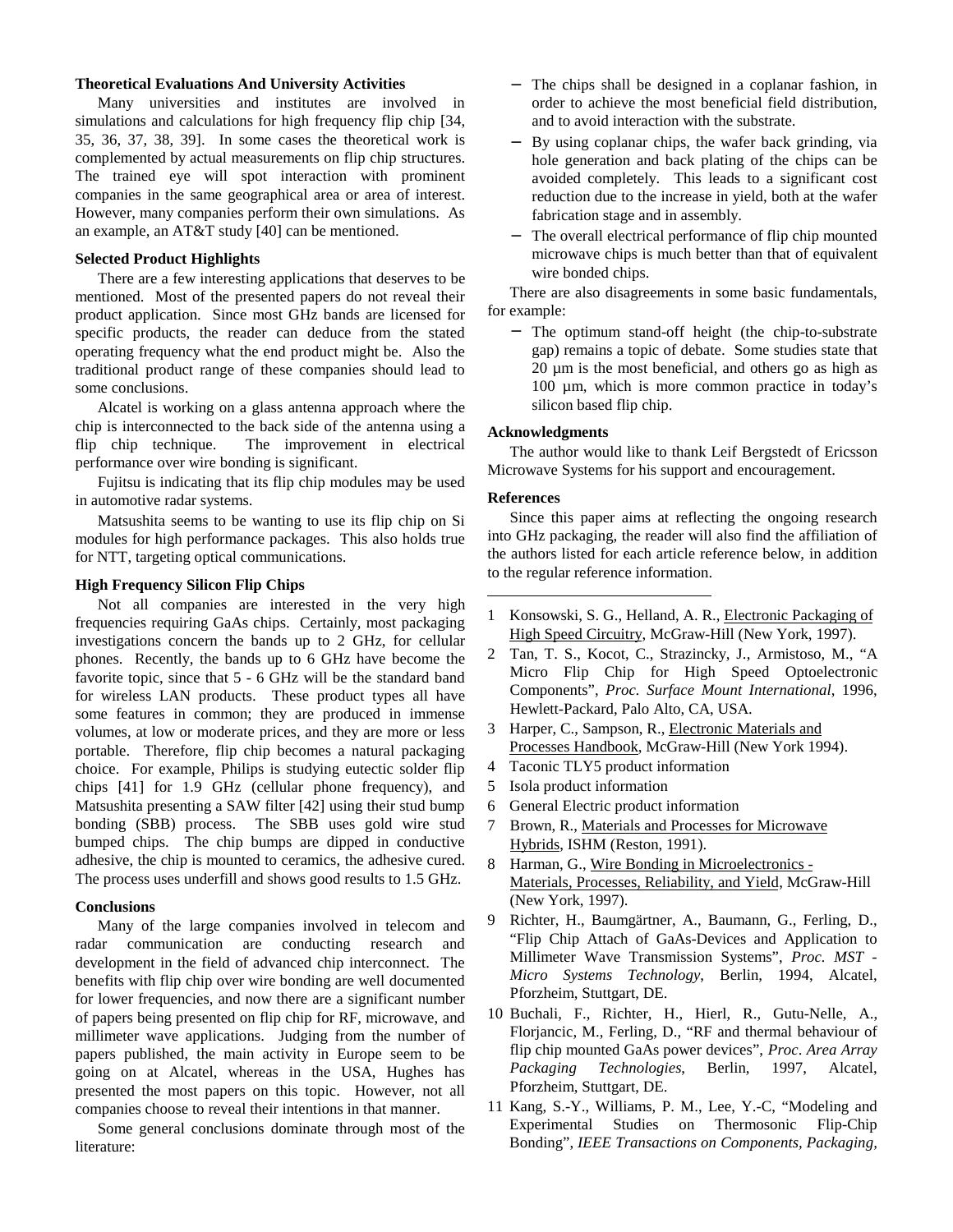### Theoretical Evaluations And University Activities

Many universities and institutes are involved in simulations and calculations for high frequency flip chip [34, 35, 36, 37, 38, 39]. In some cases the theoretical work is complemented by actual measurements on flip chip structures. The trained eye will spot interaction with prominent companies in the same geographical area or area of interest. However, many companies perform their own simulations. As an example, an AT&T study [40] can be mentioned.

### Selected Product Highlights

There are a few interesting applications that deserves to be mentioned. Most of the presented papers do not reveal their product application. Since most GHz bands are licensed for specific products, the reader can deduce from the stated operating frequency what the end product might be. Also the traditional product range of these companies should lead to some conclusions.

Alcatel is working on a glass antenna approach where the chip is interconnected to the back side of the antenna using a flip chip technique. The improvement in electrical performance over wire bonding is significant.

Fujitsu is indicating that its flip chip modules may be used in automotive radar systems.

Matsushita seems to be wanting to use its flip chip on Si modules for high performance packages. This also holds true for NTT, targeting optical communications.

### High Frequency Silicon Flip Chips

Not all companies are interested in the very high frequencies requiring GaAs chips. Certainly, most packaging investigations concern the bands up to 2 GHz, for cellular phones. Recently, the bands up to 6 GHz have become the favorite topic, since that 5 - 6 GHz will be the standard band for wireless LAN products. These product types all have some features in common; they are produced in immense volumes, at low or moderate prices, and they are more or less portable. Therefore, flip chip becomes a natural packaging choice. For example, Philips is studying eutectic solder flip chips [41] for 1.9 GHz (cellular phone frequency), and Matsushita presenting a SAW filter [42] using their stud bump bonding (SBB) process. The SBB uses gold wire stud bumped chips. The chip bumps are dipped in conductive adhesive, the chip is mounted to ceramics, the adhesive cured. The process uses underfill and shows good results to 1.5 GHz.

### Conclusions

Many of the large companies involved in telecom and radar communication are conducting research and development in the field of advanced chip interconnect. The benefits with flip chip over wire bonding are well documented for lower frequencies, and now there are a significant number of papers being presented on flip chip for RF, microwave, and millimeter wave applications. Judging from the number of papers published, the main activity in Europe seem to be going on at Alcatel, whereas in the USA, Hughes has presented the most papers on this topic. However, not all companies choose to reveal their intentions in that manner.

Some general conclusions dominate through most of the literature:

- The chips shall be designed in a coplanar fashion, in order to achieve the most beneficial field distribution, and to avoid interaction with the substrate.
- By using coplanar chips, the wafer back grinding, via hole generation and back plating of the chips can be avoided completely. This leads to a significant cost reduction due to the increase in yield, both at the wafer fabrication stage and in assembly.
- The overall electrical performance of flip chip mounted microwave chips is much better than that of equivalent wire bonded chips.

There are also disagreements in some basic fundamentals, for example:

- The optimum stand-off height (the chip-to-substrate gap) remains a topic of debate. Some studies state that 20 µm is the most beneficial, and others go as high as 100 µm, which is more common practice in today's silicon based flip chip.

### Acknowledgments

The author would like to thank Leif Bergstedt of Ericsson Microwave Systems for his support and encouragement.

### References

Since this paper aims at reflecting the ongoing research into GHz packaging, the reader will also find the affiliation of the authors listed for each article reference below, in addition to the regular reference information.

---

1 Konsowski, S. G., Helland, A. R., Electronic Packaging of High Speed Circuitry, McGraw-Hill (New York, 1997).

2 Tan, T. S., Kocot, C., Strazincky, J., Armistoso, M., "A Micro Flip Chip for High Speed Optoelectronic Components", *Proc. Surface Mount International*, 1996, Hewlett-Packard, Palo Alto, CA, USA.

3 Harper, C., Sampson, R., Electronic Materials and Processes Handbook, McGraw-Hill (New York 1994).

4 Taconic TLY5 product information

5 Isola product information

6 General Electric product information

7 Brown, R., Materials and Processes for Microwave Hybrids, ISHM (Reston, 1991).

8 Harman, G., Wire Bonding in Microelectronics - Materials, Processes, Reliability, and Yield, McGraw-Hill (New York, 1997).

9 Richter, H., Baumgärtner, A., Baumann, G., Ferling, D., "Flip Chip Attach of GaAs-Devices and Application to Millimeter Wave Transmission Systems", *Proc. MST - Micro Systems Technology*, Berlin, 1994, Alcatel, Pforzheim, Stuttgart, DE.

10 Buchali, F., Richter, H., Hierl, R., Gutu-Nelle, A., Florjancic, M., Ferling, D., "RF and thermal behaviour of flip chip mounted GaAs power devices", *Proc. Area Array Packaging Technologies*, Berlin, 1997, Alcatel, Pforzheim, Stuttgart, DE.

11 Kang, S.-Y., Williams, P. M., Lee, Y.-C, "Modeling and Experimental Studies on Thermosonic Flip-Chip Bonding", *IEEE Transactions on Components, Packaging,*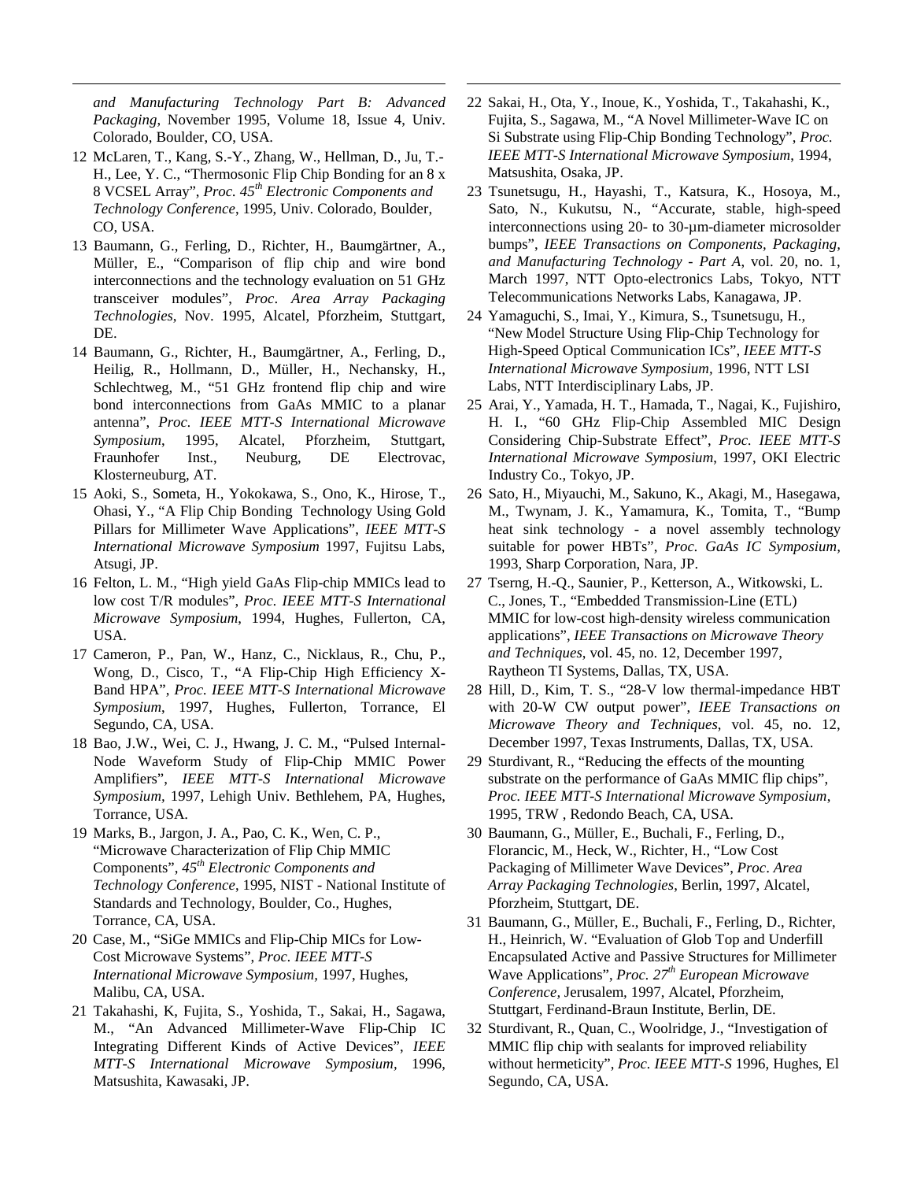*and Manufacturing Technology Part B: Advanced Packaging*, November 1995, Volume 18, Issue 4, Univ. Colorado, Boulder, CO, USA.

12 McLaren, T., Kang, S.-Y., Zhang, W., Hellman, D., Ju, T.-H., Lee, Y. C., "Thermosonic Flip Chip Bonding for an 8 x 8 VCSEL Array", *Proc. 45th Electronic Components and Technology Conference*, 1995, Univ. Colorado, Boulder, CO, USA.

13 Baumann, G., Ferling, D., Richter, H., Baumgärtner, A., Müller, E., "Comparison of flip chip and wire bond interconnections and the technology evaluation on 51 GHz transceiver modules", *Proc*. *Area Array Packaging Technologies*, Nov. 1995, Alcatel, Pforzheim, Stuttgart, DE.

14 Baumann, G., Richter, H., Baumgärtner, A., Ferling, D., Heilig, R., Hollmann, D., Müller, H., Nechansky, H., Schlechtweg, M., "51 GHz frontend flip chip and wire bond interconnections from GaAs MMIC to a planar antenna", *Proc. IEEE MTT-S International Microwave Symposium*, 1995, Alcatel, Pforzheim, Stuttgart, Fraunhofer Inst., Neuburg, DE Electrovac, Klosterneuburg, AT.

15 Aoki, S., Someta, H., Yokokawa, S., Ono, K., Hirose, T., Ohasi, Y., "A Flip Chip Bonding Technology Using Gold Pillars for Millimeter Wave Applications", *IEEE MTT-S International Microwave Symposium* 1997, Fujitsu Labs, Atsugi, JP.

16 Felton, L. M., "High yield GaAs Flip-chip MMICs lead to low cost T/R modules", *Proc. IEEE MTT-S International Microwave Symposium*, 1994, Hughes, Fullerton, CA, USA.

17 Cameron, P., Pan, W., Hanz, C., Nicklaus, R., Chu, P., Wong, D., Cisco, T., "A Flip-Chip High Efficiency X-Band HPA", *Proc. IEEE MTT-S International Microwave Symposium,* 1997, Hughes, Fullerton, Torrance, El Segundo, CA, USA.

18 Bao, J.W., Wei, C. J., Hwang, J. C. M., "Pulsed Internal-Node Waveform Study of Flip-Chip MMIC Power Amplifiers", *IEEE MTT-S International Microwave Symposium,* 1997, Lehigh Univ. Bethlehem, PA, Hughes, Torrance, USA.

19 Marks, B., Jargon, J. A., Pao, C. K., Wen, C. P., "Microwave Characterization of Flip Chip MMIC Components", *45th Electronic Components and Technology Conference*, 1995, NIST - National Institute of Standards and Technology, Boulder, Co., Hughes, Torrance, CA, USA.

20 Case, M., "SiGe MMICs and Flip-Chip MICs for Low-Cost Microwave Systems", *Proc. IEEE MTT-S International Microwave Symposium,* 1997, Hughes, Malibu, CA, USA.

21 Takahashi, K, Fujita, S., Yoshida, T., Sakai, H., Sagawa, M., "An Advanced Millimeter-Wave Flip-Chip IC Integrating Different Kinds of Active Devices", *IEEE MTT-S International Microwave Symposium*, 1996, Matsushita, Kawasaki, JP.

22 Sakai, H., Ota, Y., Inoue, K., Yoshida, T., Takahashi, K., Fujita, S., Sagawa, M., "A Novel Millimeter-Wave IC on Si Substrate using Flip-Chip Bonding Technology", *Proc. IEEE MTT-S International Microwave Symposium,* 1994, Matsushita, Osaka, JP.

23 Tsunetsugu, H., Hayashi, T., Katsura, K., Hosoya, M., Sato, N., Kukutsu, N., "Accurate, stable, high-speed interconnections using 20- to 30-μm-diameter microsolder bumps", *IEEE Transactions on Components, Packaging, and Manufacturing Technology - Part A*, vol. 20, no. 1, March 1997, NTT Opto-electronics Labs, Tokyo, NTT Telecommunications Networks Labs, Kanagawa, JP.

24 Yamaguchi, S., Imai, Y., Kimura, S., Tsunetsugu, H., "New Model Structure Using Flip-Chip Technology for High-Speed Optical Communication ICs", *IEEE MTT-S International Microwave Symposium,* 1996, NTT LSI Labs, NTT Interdisciplinary Labs, JP.

25 Arai, Y., Yamada, H. T., Hamada, T., Nagai, K., Fujishiro, H. I., "60 GHz Flip-Chip Assembled MIC Design Considering Chip-Substrate Effect", *Proc. IEEE MTT-S International Microwave Symposium*, 1997, OKI Electric Industry Co., Tokyo, JP.

26 Sato, H., Miyauchi, M., Sakuno, K., Akagi, M., Hasegawa, M., Twynam, J. K., Yamamura, K., Tomita, T., "Bump heat sink technology - a novel assembly technology suitable for power HBTs", *Proc. GaAs IC Symposium,* 1993, Sharp Corporation, Nara, JP.

27 Tserng, H.-Q., Saunier, P., Ketterson, A., Witkowski, L. C., Jones, T., "Embedded Transmission-Line (ETL) MMIC for low-cost high-density wireless communication applications", *IEEE Transactions on Microwave Theory and Techniques*, vol. 45, no. 12, December 1997, Raytheon TI Systems, Dallas, TX, USA.

28 Hill, D., Kim, T. S., "28-V low thermal-impedance HBT with 20-W CW output power", *IEEE Transactions on Microwave Theory and Techniques*, vol. 45, no. 12, December 1997, Texas Instruments, Dallas, TX, USA.

29 Sturdivant, R., "Reducing the effects of the mounting substrate on the performance of GaAs MMIC flip chips", *Proc. IEEE MTT-S International Microwave Symposium*, 1995, TRW , Redondo Beach, CA, USA.

30 Baumann, G., Müller, E., Buchali, F., Ferling, D., Florancic, M., Heck, W., Richter, H., "Low Cost Packaging of Millimeter Wave Devices", *Proc*. *Area Array Packaging Technologies*, Berlin, 1997, Alcatel, Pforzheim, Stuttgart, DE.

31 Baumann, G., Müller, E., Buchali, F., Ferling, D., Richter, H., Heinrich, W. "Evaluation of Glob Top and Underfill Encapsulated Active and Passive Structures for Millimeter Wave Applications", *Proc. 27th European Microwave Conference,* Jerusalem, 1997, Alcatel, Pforzheim, Stuttgart, Ferdinand-Braun Institute, Berlin, DE.

32 Sturdivant, R., Quan, C., Woolridge, J., "Investigation of MMIC flip chip with sealants for improved reliability without hermeticity", *Proc. IEEE MTT-S* 1996, Hughes, El Segundo, CA, USA.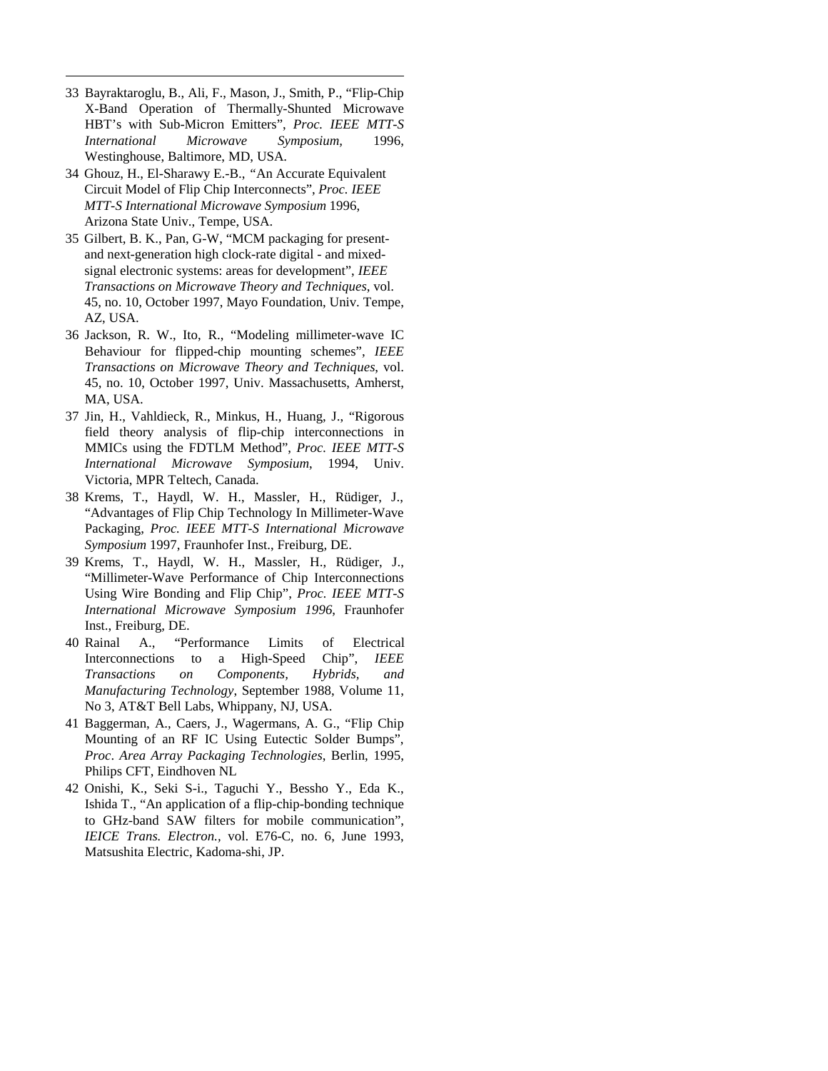33 Bayraktaroglu, B., Ali, F., Mason, J., Smith, P., "Flip-Chip X-Band Operation of Thermally-Shunted Microwave HBT's with Sub-Micron Emitters", *Proc. IEEE MTT-S International Microwave Symposium*, 1996, Westinghouse, Baltimore, MD, USA.

34 Ghouz, H., El-Sharawy E.-B., "An Accurate Equivalent Circuit Model of Flip Chip Interconnects", *Proc. IEEE MTT-S International Microwave Symposium* 1996, Arizona State Univ., Tempe, USA.

35 Gilbert, B. K., Pan, G-W, "MCM packaging for present- and next-generation high clock-rate digital - and mixed-signal electronic systems: areas for development", *IEEE Transactions on Microwave Theory and Techniques*, vol. 45, no. 10, October 1997, Mayo Foundation, Univ. Tempe, AZ, USA.

36 Jackson, R. W., Ito, R., "Modeling millimeter-wave IC Behaviour for flipped-chip mounting schemes", *IEEE Transactions on Microwave Theory and Techniques*, vol. 45, no. 10, October 1997, Univ. Massachusetts, Amherst, MA, USA.

37 Jin, H., Vahldieck, R., Minkus, H., Huang, J., "Rigorous field theory analysis of flip-chip interconnections in MMICs using the FDTLM Method", *Proc. IEEE MTT-S International Microwave Symposium*, 1994, Univ. Victoria, MPR Teltech, Canada.

38 Krems, T., Haydl, W. H., Massler, H., Rüdiger, J., "Advantages of Flip Chip Technology In Millimeter-Wave Packaging, *Proc. IEEE MTT-S International Microwave Symposium* 1997, Fraunhofer Inst., Freiburg, DE.

39 Krems, T., Haydl, W. H., Massler, H., Rüdiger, J., "Millimeter-Wave Performance of Chip Interconnections Using Wire Bonding and Flip Chip", *Proc. IEEE MTT-S International Microwave Symposium 1996*, Fraunhofer Inst., Freiburg, DE.

40 Rainal A., "Performance Limits of Electrical Interconnections to a High-Speed Chip", *IEEE Transactions on Components, Hybrids, and Manufacturing Technology*, September 1988, Volume 11, No 3, AT&T Bell Labs, Whippany, NJ, USA.

41 Baggerman, A., Caers, J., Wagermans, A. G., "Flip Chip Mounting of an RF IC Using Eutectic Solder Bumps", *Proc. Area Array Packaging Technologies*, Berlin, 1995, Philips CFT, Eindhoven NL

42 Onishi, K., Seki S-i., Taguchi Y., Bessho Y., Eda K., Ishida T., "An application of a flip-chip-bonding technique to GHz-band SAW filters for mobile communication", *IEICE Trans. Electron.*, vol. E76-C, no. 6, June 1993, Matsushita Electric, Kadoma-shi, JP.